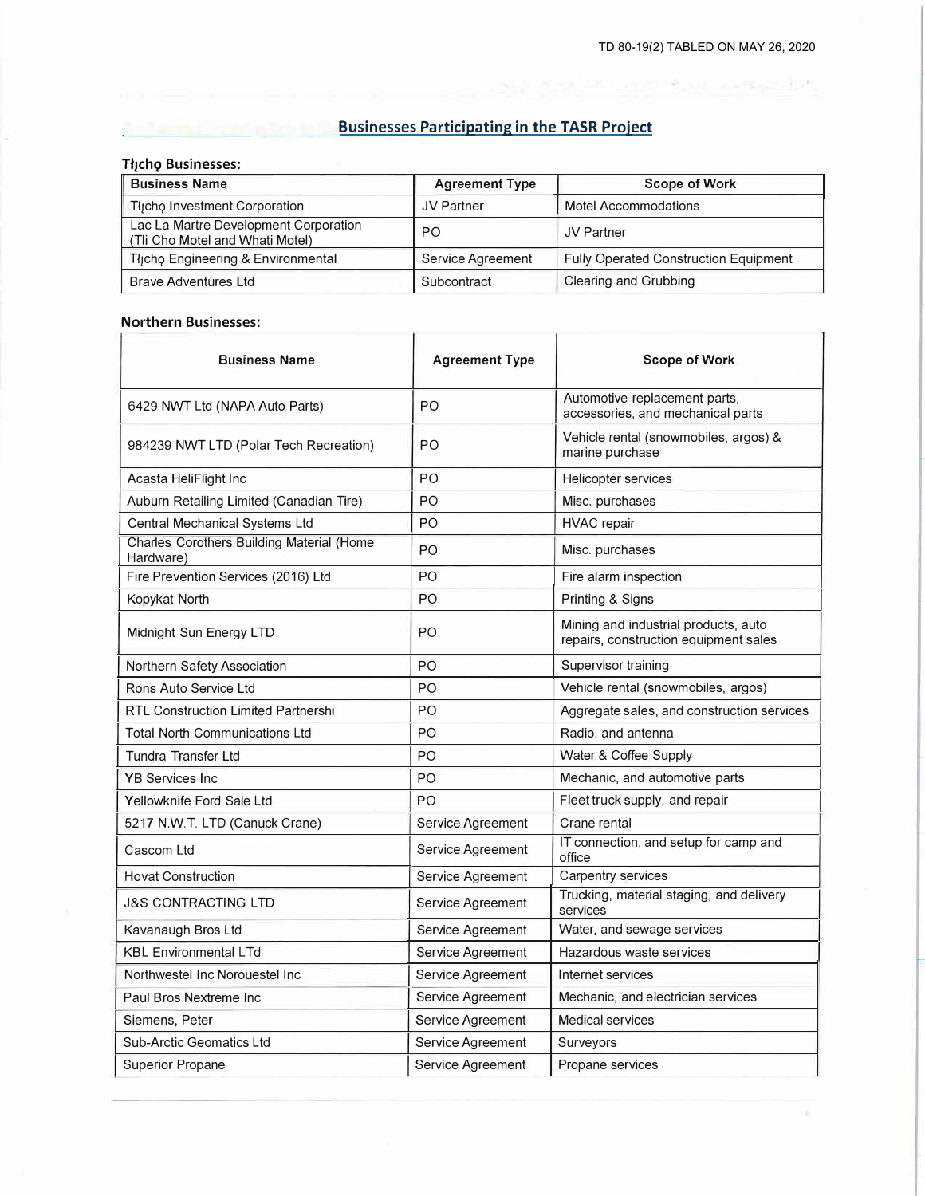TD 80-19(2) TABLED ON MAY 26, 2020

## Businesses Participating in the TASR Project

### Tłı̨chǫ Businesses:

| Business Name | Agreement Type | Scope of Work |
| --- | --- | --- |
| Tłı̨chǫ Investment Corporation | JV Partner | Motel Accommodations |
| Lac La Martre Development Corporation (Tli Cho Motel and Whati Motel) | PO | JV Partner |
| Tłı̨chǫ Engineering & Environmental | Service Agreement | Fully Operated Construction Equipment |
| Brave Adventures Ltd | Subcontract | Clearing and Grubbing |

### Northern Businesses:

| Business Name | Agreement Type | Scope of Work |
| --- | --- | --- |
| 6429 NWT Ltd (NAPA Auto Parts) | PO | Automotive replacement parts, accessories, and mechanical parts |
| 984239 NWT LTD (Polar Tech Recreation) | PO | Vehicle rental (snowmobiles, argos) & marine purchase |
| Acasta HeliFlight Inc | PO | Helicopter services |
| Auburn Retailing Limited (Canadian Tire) | PO | Misc. purchases |
| Central Mechanical Systems Ltd | PO | HVAC repair |
| Charles Corothers Building Material (Home Hardware) | PO | Misc. purchases |
| Fire Prevention Services (2016) Ltd | PO | Fire alarm inspection |
| Kopykat North | PO | Printing & Signs |
| Midnight Sun Energy LTD | PO | Mining and industrial products, auto repairs, construction equipment sales |
| Northern Safety Association | PO | Supervisor training |
| Rons Auto Service Ltd | PO | Vehicle rental (snowmobiles, argos) |
| RTL Construction Limited Partnershi | PO | Aggregate sales, and construction services |
| Total North Communications Ltd | PO | Radio, and antenna |
| Tundra Transfer Ltd | PO | Water & Coffee Supply |
| YB Services Inc | PO | Mechanic, and automotive parts |
| Yellowknife Ford Sale Ltd | PO | Fleet truck supply, and repair |
| 5217 N.W.T. LTD (Canuck Crane) | Service Agreement | Crane rental |
| Cascom Ltd | Service Agreement | IT connection, and setup for camp and office |
| Hovat Construction | Service Agreement | Carpentry services |
| J&S CONTRACTING LTD | Service Agreement | Trucking, material staging, and delivery services |
| Kavanaugh Bros Ltd | Service Agreement | Water, and sewage services |
| KBL Environmental LTd | Service Agreement | Hazardous waste services |
| Northwestel Inc Norouestel Inc | Service Agreement | Internet services |
| Paul Bros Nextreme Inc | Service Agreement | Mechanic, and electrician services |
| Siemens, Peter | Service Agreement | Medical services |
| Sub-Arctic Geomatics Ltd | Service Agreement | Surveyors |
| Superior Propane | Service Agreement | Propane services |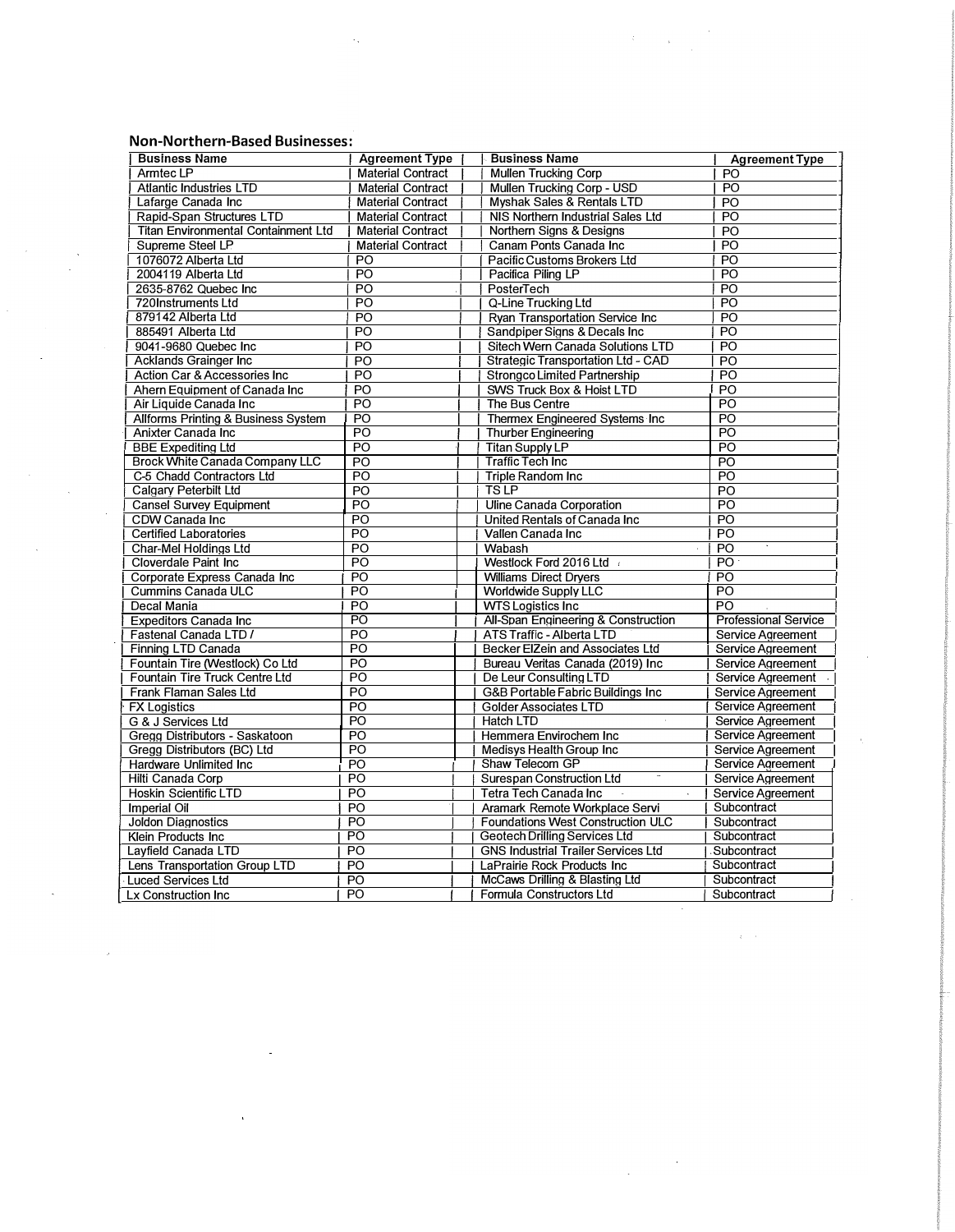**Non-Northern-Based Businesses:**

| Business Name | Agreement Type | Business Name | Agreement Type |
|---|---|---|---|
| Armtec LP | Material Contract | Mullen Trucking Corp | PO |
| Atlantic Industries LTD | Material Contract | Mullen Trucking Corp - USD | PO |
| Lafarge Canada Inc | Material Contract | Myshak Sales & Rentals LTD | PO |
| Rapid-Span Structures LTD | Material Contract | NIS Northern Industrial Sales Ltd | PO |
| Titan Environmental Containment Ltd | Material Contract | Northern Signs & Designs | PO |
| Supreme Steel LP | Material Contract | Canam Ponts Canada Inc | PO |
| 1076072 Alberta Ltd | PO | Pacific Customs Brokers Ltd | PO |
| 2004119 Alberta Ltd | PO | Pacifica Piling LP | PO |
| 2635-8762 Quebec Inc | PO | PosterTech | PO |
| 720Instruments Ltd | PO | Q-Line Trucking Ltd | PO |
| 879142 Alberta Ltd | PO | Ryan Transportation Service Inc | PO |
| 885491 Alberta Ltd | PO | Sandpiper Signs & Decals Inc | PO |
| 9041-9680 Quebec Inc | PO | Sitech Wern Canada Solutions LTD | PO |
| Acklands Grainger Inc | PO | Strategic Transportation Ltd - CAD | PO |
| Action Car & Accessories Inc | PO | Strongco Limited Partnership | PO |
| Ahern Equipment of Canada Inc | PO | SWS Truck Box & Hoist LTD | PO |
| Air Liquide Canada Inc | PO | The Bus Centre | PO |
| Allforms Printing & Business System | PO | Thermex Engineered Systems Inc | PO |
| Anixter Canada Inc | PO | Thurber Engineering | PO |
| BBE Expediting Ltd | PO | Titan Supply LP | PO |
| Brock White Canada Company LLC | PO | Traffic Tech Inc | PO |
| C-5 Chadd Contractors Ltd | PO | Triple Random Inc | PO |
| Calgary Peterbilt Ltd | PO | TS LP | PO |
| Cansel Survey Equipment | PO | Uline Canada Corporation | PO |
| CDW Canada Inc | PO | United Rentals of Canada Inc | PO |
| Certified Laboratories | PO | Vallen Canada Inc | PO |
| Char-Mel Holdings Ltd | PO | Wabash | PO |
| Cloverdale Paint Inc | PO | Westlock Ford 2016 Ltd | PO |
| Corporate Express Canada Inc | PO | Williams Direct Dryers | PO |
| Cummins Canada ULC | PO | Worldwide Supply LLC | PO |
| Decal Mania | PO | WTS Logistics Inc | PO |
| Expeditors Canada Inc | PO | All-Span Engineering & Construction | Professional Service |
| Fastenal Canada LTD / | PO | ATS Traffic - Alberta LTD | Service Agreement |
| Finning LTD Canada | PO | Becker ElZein and Associates Ltd | Service Agreement |
| Fountain Tire (Westlock) Co Ltd | PO | Bureau Veritas Canada (2019) Inc | Service Agreement |
| Fountain Tire Truck Centre Ltd | PO | De Leur Consulting LTD | Service Agreement |
| Frank Flaman Sales Ltd | PO | G&B Portable Fabric Buildings Inc | Service Agreement |
| FX Logistics | PO | Golder Associates LTD | Service Agreement |
| G & J Services Ltd | PO | Hatch LTD | Service Agreement |
| Gregg Distributors - Saskatoon | PO | Hemmera Envirochem Inc | Service Agreement |
| Gregg Distributors (BC) Ltd | PO | Medisys Health Group Inc | Service Agreement |
| Hardware Unlimited Inc | PO | Shaw Telecom GP | Service Agreement |
| Hilti Canada Corp | PO | Surespan Construction Ltd | Service Agreement |
| Hoskin Scientific LTD | PO | Tetra Tech Canada Inc | Service Agreement |
| Imperial Oil | PO | Aramark Remote Workplace Servi | Subcontract |
| Joldon Diagnostics | PO | Foundations West Construction ULC | Subcontract |
| Klein Products Inc | PO | Geotech Drilling Services Ltd | Subcontract |
| Layfield Canada LTD | PO | GNS Industrial Trailer Services Ltd | Subcontract |
| Lens Transportation Group LTD | PO | LaPrairie Rock Products Inc | Subcontract |
| Luced Services Ltd | PO | McCaws Drilling & Blasting Ltd | Subcontract |
| Lx Construction Inc | PO | Formula Constructors Ltd | Subcontract |